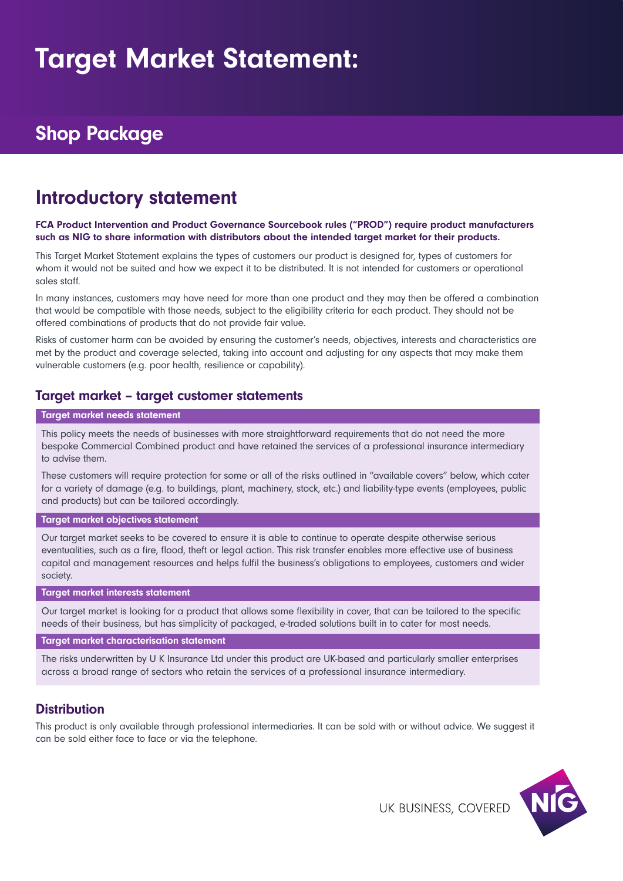# Target Market Statement:

## Shop Package

## Introductory statement

**FCA Product Intervention and Product Governance Sourcebook rules ("PROD") require product manufacturers such as NIG to share information with distributors about the intended target market for their products.**

This Target Market Statement explains the types of customers our product is designed for, types of customers for whom it would not be suited and how we expect it to be distributed. It is not intended for customers or operational sales staff.

In many instances, customers may have need for more than one product and they may then be offered a combination that would be compatible with those needs, subject to the eligibility criteria for each product. They should not be offered combinations of products that do not provide fair value.

Risks of customer harm can be avoided by ensuring the customer's needs, objectives, interests and characteristics are met by the product and coverage selected, taking into account and adjusting for any aspects that may make them vulnerable customers (e.g. poor health, resilience or capability).

### Target market – target customer statements

**Target market needs statement**

This policy meets the needs of businesses with more straightforward requirements that do not need the more bespoke Commercial Combined product and have retained the services of a professional insurance intermediary to advise them.

These customers will require protection for some or all of the risks outlined in "available covers" below, which cater for a variety of damage (e.g. to buildings, plant, machinery, stock, etc.) and liability-type events (employees, public and products) but can be tailored accordingly.

**Target market objectives statement**

Our target market seeks to be covered to ensure it is able to continue to operate despite otherwise serious eventualities, such as a fire, flood, theft or legal action. This risk transfer enables more effective use of business capital and management resources and helps fulfil the business's obligations to employees, customers and wider society.

**Target market interests statement**

Our target market is looking for a product that allows some flexibility in cover, that can be tailored to the specific needs of their business, but has simplicity of packaged, e-traded solutions built in to cater for most needs.

**Target market characterisation statement**

The risks underwritten by U K Insurance Ltd under this product are UK-based and particularly smaller enterprises across a broad range of sectors who retain the services of a professional insurance intermediary.

### Distribution

This product is only available through professional intermediaries. It can be sold with or without advice. We suggest it can be sold either face to face or via the telephone.

UK BUSINESS, COVERED

NIG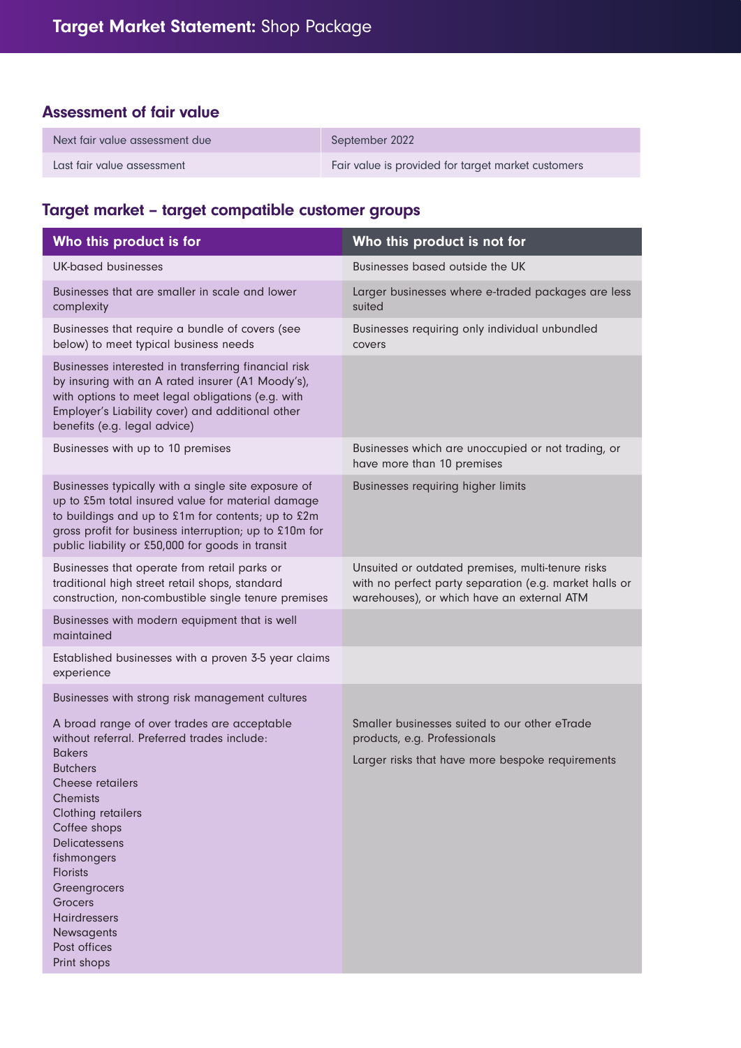# **Target Market Statement:** Shop Package

## Assessment of fair value

| Next fair value assessment due | September 2022 |
| --- | --- |
| Last fair value assessment | Fair value is provided for target market customers |

## Target market – target compatible customer groups

| Who this product is for | Who this product is not for |
| --- | --- |
| UK-based businesses | Businesses based outside the UK |
| Businesses that are smaller in scale and lower complexity | Larger businesses where e-traded packages are less suited |
| Businesses that require a bundle of covers (see below) to meet typical business needs | Businesses requiring only individual unbundled covers |
| Businesses interested in transferring financial risk by insuring with an A rated insurer (A1 Moody's), with options to meet legal obligations (e.g. with Employer's Liability cover) and additional other benefits (e.g. legal advice) | |
| Businesses with up to 10 premises | Businesses which are unoccupied or not trading, or have more than 10 premises |
| Businesses typically with a single site exposure of up to £5m total insured value for material damage to buildings and up to £1m for contents; up to £2m gross profit for business interruption; up to £10m for public liability or £50,000 for goods in transit | Businesses requiring higher limits |
| Businesses that operate from retail parks or traditional high street retail shops, standard construction, non-combustible single tenure premises | Unsuited or outdated premises, multi-tenure risks with no perfect party separation (e.g. market halls or warehouses), or which have an external ATM |
| Businesses with modern equipment that is well maintained | |
| Established businesses with a proven 3-5 year claims experience | |
| Businesses with strong risk management cultures<br><br>A broad range of over trades are acceptable without referral. Preferred trades include:<br>Bakers<br>Butchers<br>Cheese retailers<br>Chemists<br>Clothing retailers<br>Coffee shops<br>Delicatessens<br>fishmongers<br>Florists<br>Greengrocers<br>Grocers<br>Hairdressers<br>Newsagents<br>Post offices<br>Print shops | Smaller businesses suited to our other eTrade products, e.g. Professionals<br><br>Larger risks that have more bespoke requirements |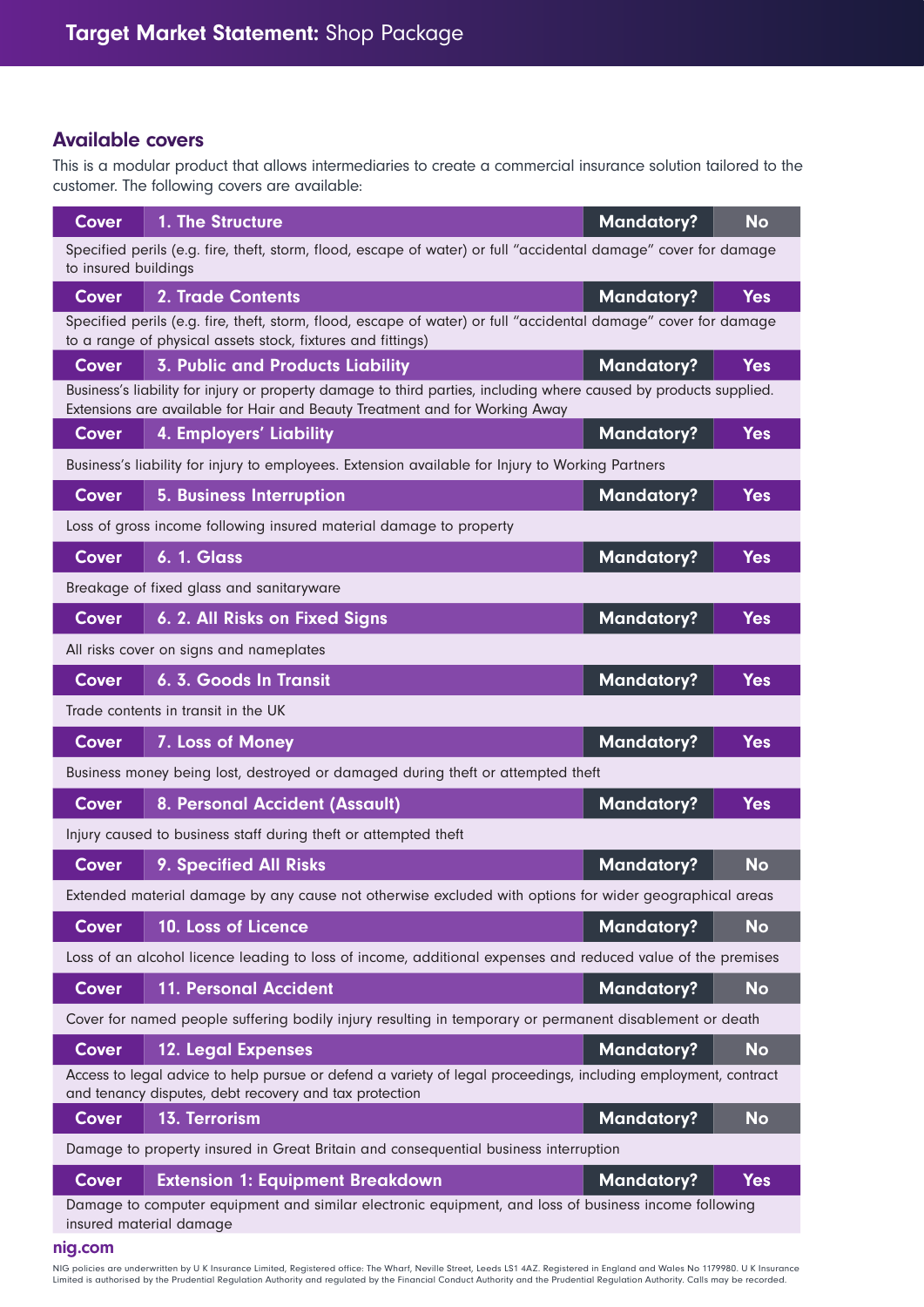# Target Market Statement: Shop Package

## Available covers

This is a modular product that allows intermediaries to create a commercial insurance solution tailored to the customer. The following covers are available:

| Cover | | Mandatory? | |
|---|---|---|---|
| Cover | 1. The Structure | Mandatory? | No |
| Specified perils (e.g. fire, theft, storm, flood, escape of water) or full "accidental damage" cover for damage to insured buildings | | | |
| Cover | 2. Trade Contents | Mandatory? | Yes |
| Specified perils (e.g. fire, theft, storm, flood, escape of water) or full "accidental damage" cover for damage to a range of physical assets stock, fixtures and fittings) | | | |
| Cover | 3. Public and Products Liability | Mandatory? | Yes |
| Business's liability for injury or property damage to third parties, including where caused by products supplied. Extensions are available for Hair and Beauty Treatment and for Working Away | | | |
| Cover | 4. Employers' Liability | Mandatory? | Yes |
| Business's liability for injury to employees. Extension available for Injury to Working Partners | | | |
| Cover | 5. Business Interruption | Mandatory? | Yes |
| Loss of gross income following insured material damage to property | | | |
| Cover | 6. 1. Glass | Mandatory? | Yes |
| Breakage of fixed glass and sanitaryware | | | |
| Cover | 6. 2. All Risks on Fixed Signs | Mandatory? | Yes |
| All risks cover on signs and nameplates | | | |
| Cover | 6. 3. Goods In Transit | Mandatory? | Yes |
| Trade contents in transit in the UK | | | |
| Cover | 7. Loss of Money | Mandatory? | Yes |
| Business money being lost, destroyed or damaged during theft or attempted theft | | | |
| Cover | 8. Personal Accident (Assault) | Mandatory? | Yes |
| Injury caused to business staff during theft or attempted theft | | | |
| Cover | 9. Specified All Risks | Mandatory? | No |
| Extended material damage by any cause not otherwise excluded with options for wider geographical areas | | | |
| Cover | 10. Loss of Licence | Mandatory? | No |
| Loss of an alcohol licence leading to loss of income, additional expenses and reduced value of the premises | | | |
| Cover | 11. Personal Accident | Mandatory? | No |
| Cover for named people suffering bodily injury resulting in temporary or permanent disablement or death | | | |
| Cover | 12. Legal Expenses | Mandatory? | No |
| Access to legal advice to help pursue or defend a variety of legal proceedings, including employment, contract and tenancy disputes, debt recovery and tax protection | | | |
| Cover | 13. Terrorism | Mandatory? | No |
| Damage to property insured in Great Britain and consequential business interruption | | | |
| Cover | Extension 1: Equipment Breakdown | Mandatory? | Yes |
| Damage to computer equipment and similar electronic equipment, and loss of business income following insured material damage | | | |

nig.com

NIG policies are underwritten by U K Insurance Limited, Registered office: The Wharf, Neville Street, Leeds LS1 4AZ. Registered in England and Wales No 1179980. U K Insurance Limited is authorised by the Prudential Regulation Authority and regulated by the Financial Conduct Authority and the Prudential Regulation Authority. Calls may be recorded.